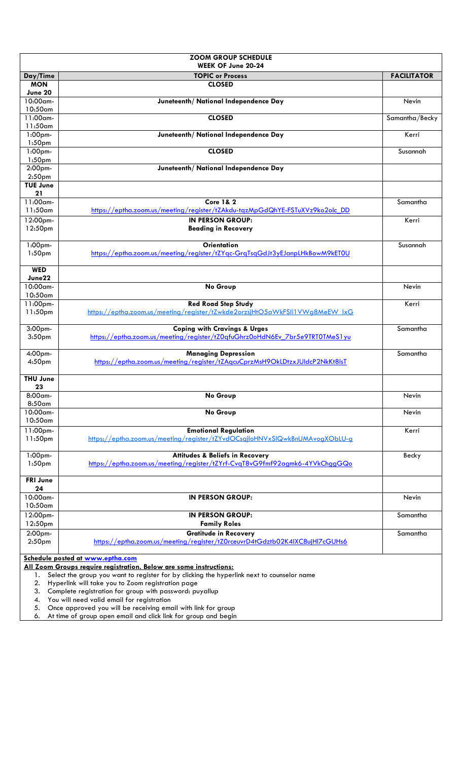| ZOOM GROUP SCHEDULE WEEK OF June 20-24 | | |
|---|---|---|
| **Day/Time** | **TOPIC or Process** | **FACILITATOR** |
| **MON June 20** | **CLOSED** | |
| 10:00am-10:50am | **Juneteenth/ National Independence Day** | Nevin |
| 11:00am-11:50am | **CLOSED** | Samantha/Becky |
| 1:00pm-1:50pm | **Juneteenth/ National Independence Day** | Kerri |
| 1:00pm-1:50pm | **CLOSED** | Susannah |
| 2:00pm-2:50pm | **Juneteenth/ National Independence Day** | |
| **TUE June 21** | | |
| 11:00am-11:50am | **Core 1& 2** https://eptha.zoom.us/meeting/register/tZAkdu-tqzMpGdQhYE-FSTuXVz9ko2olc_DD | Samantha |
| 12:00pm-12:50pm | **IN PERSON GROUP: Beading in Recovery** | Kerri |
| 1:00pm-1:50pm | **Orientation** https://eptha.zoom.us/meeting/register/tZYqc-GrqTsqGdJt3yEJanpLHkBowM9kET0U | Susannah |
| **WED June22** | | |
| 10:00am-10:50am | **No Group** | Nevin |
| 11:00pm-11:50pm | **Red Road Step Study** https://eptha.zoom.us/meeting/register/tZwkde2orzsjHtO5aWkFSli1VWg8MeEW_IxG | Kerri |
| 3:00pm-3:50pm | **Coping with Cravings & Urges** https://eptha.zoom.us/meeting/register/tZ0qfuGhrz0oHdN6Ev_7br5e9TRT0TMeS1yu | Samantha |
| 4:00pm-4:50pm | **Managing Depression** https://eptha.zoom.us/meeting/register/tZAqcuCprzMsH9OkLDtzxJUldcP2NkKt8lsT | Samantha |
| **THU June 23** | | |
| 8:00am-8:50am | **No Group** | Nevin |
| 10:00am-10:50am | **No Group** | Nevin |
| 11:00pm-11:50pm | **Emotional Regulation** https://eptha.zoom.us/meeting/register/tZYvdOCsqjloHNVxSIQwkBnUMAvogXObLU-g | Kerri |
| 1:00pm-1:50pm | **Attitudes & Beliefs in Recovery** https://eptha.zoom.us/meeting/register/tZYrf-CvqT8vG9fmf92agmk6-4YVkChggGQo | Becky |
| **FRI June 24** | | |
| 10:00am-10:50am | **IN PERSON GROUP:** | Nevin |
| 12:00pm-12:50pm | **IN PERSON GROUP: Family Roles** | Samantha |
| 2:00pm-2:50pm | **Gratitude in Recovery** https://eptha.zoom.us/meeting/register/tZ0rceuvrD4tGdztb02K4IXC8ujHl7cGUHs6 | Samantha |

**Schedule posted at www.eptha.com**

**All Zoom Groups require registration. Below are some instructions:**

1. Select the group you want to register for by clicking the hyperlink next to counselor name
2. Hyperlink will take you to Zoom registration page
3. Complete registration for group with password: puyallup
4. You will need valid email for registration
5. Once approved you will be receiving email with link for group
6. At time of group open email and click link for group and begin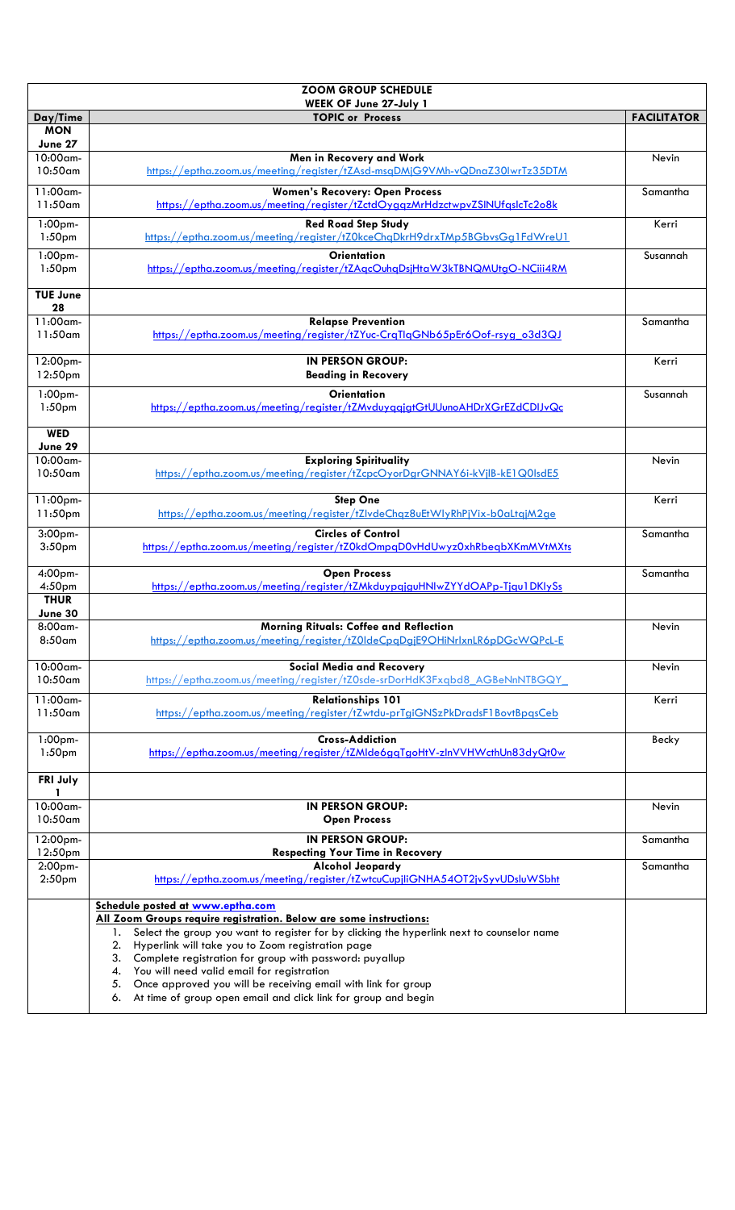| ZOOM GROUP SCHEDULE<br>WEEK OF June 27-July 1 | | |
|---|---|---|
| **Day/Time** | **TOPIC or Process** | **FACILITATOR** |
| **MON June 27** | | |
| 10:00am-10:50am | **Men in Recovery and Work**<br>https://eptha.zoom.us/meeting/register/tZAsd-msqDMjG9VMh-vQDnaZ30lwrTz35DTM | Nevin |
| 11:00am-11:50am | **Women's Recovery: Open Process**<br>https://eptha.zoom.us/meeting/register/tZctdOygqzMrHdzctwpvZSlNUfqslcTc2o8k | Samantha |
| 1:00pm-1:50pm | **Red Road Step Study**<br>https://eptha.zoom.us/meeting/register/tZ0kceChqDkrH9drxTMp5BGbvsGg1FdWreU1 | Kerri |
| 1:00pm-1:50pm | **Orientation**<br>https://eptha.zoom.us/meeting/register/tZAqcOuhqDsjHtaW3kTBNQMUtgO-NCiii4RM | Susannah |
| **TUE June 28** | | |
| 11:00am-11:50am | **Relapse Prevention**<br>https://eptha.zoom.us/meeting/register/tZYuc-CrqTlqGNb65pEr6Oof-rsyg_o3d3QJ | Samantha |
| 12:00pm-12:50pm | **IN PERSON GROUP:**<br>**Beading in Recovery** | Kerri |
| 1:00pm-1:50pm | **Orientation**<br>https://eptha.zoom.us/meeting/register/tZMvduyqqjgtGtUUunoAHDrXGrEZdCDIJvQc | Susannah |
| **WED June 29** | | |
| 10:00am-10:50am | **Exploring Spirituality**<br>https://eptha.zoom.us/meeting/register/tZcpcOyorDgrGNNAY6i-kVjIB-kE1Q0lsdE5 | Nevin |
| 11:00pm-11:50pm | **Step One**<br>https://eptha.zoom.us/meeting/register/tZIvdeChqz8uEtWIyRhPjVix-b0aLtqjM2ge | Kerri |
| 3:00pm-3:50pm | **Circles of Control**<br>https://eptha.zoom.us/meeting/register/tZ0kdOmpqD0vHdUwyz0xhRbeqbXKmMVtMXts | Samantha |
| 4:00pm-4:50pm | **Open Process**<br>https://eptha.zoom.us/meeting/register/tZMkduypqjguHNIwZYYdOAPp-Tjqu1DKIySs | Samantha |
| **THUR June 30** | | |
| 8:00am-8:50am | **Morning Rituals: Coffee and Reflection**<br>https://eptha.zoom.us/meeting/register/tZ0IdeCpqDgjE9OHiNrIxnLR6pDGcWQPcL-E | Nevin |
| 10:00am-10:50am | **Social Media and Recovery**<br>https://eptha.zoom.us/meeting/register/tZ0sde-srDorHdK3Fxqbd8_AGBeNnNTBGQY_ | Nevin |
| 11:00am-11:50am | **Relationships 101**<br>https://eptha.zoom.us/meeting/register/tZwtdu-prTgiGNSzPkDradsF1BovtBpqsCeb | Kerri |
| 1:00pm-1:50pm | **Cross-Addiction**<br>https://eptha.zoom.us/meeting/register/tZMIde6gqTgoHtV-zlnVVHWcthUn83dyQt0w | Becky |
| **FRI July 1** | | |
| 10:00am-10:50am | **IN PERSON GROUP:**<br>**Open Process** | Nevin |
| 12:00pm-12:50pm | **IN PERSON GROUP:**<br>**Respecting Your Time in Recovery** | Samantha |
| 2:00pm-2:50pm | **Alcohol Jeopardy**<br>https://eptha.zoom.us/meeting/register/tZwtcuCupjIiGNHA54OT2jvSyvUDsluWSbht | Samantha |
| | **Schedule posted at www.eptha.com**<br>**All Zoom Groups require registration. Below are some instructions:**<br>1. Select the group you want to register for by clicking the hyperlink next to counselor name<br>2. Hyperlink will take you to Zoom registration page<br>3. Complete registration for group with password: puyallup<br>4. You will need valid email for registration<br>5. Once approved you will be receiving email with link for group<br>6. At time of group open email and click link for group and begin | |